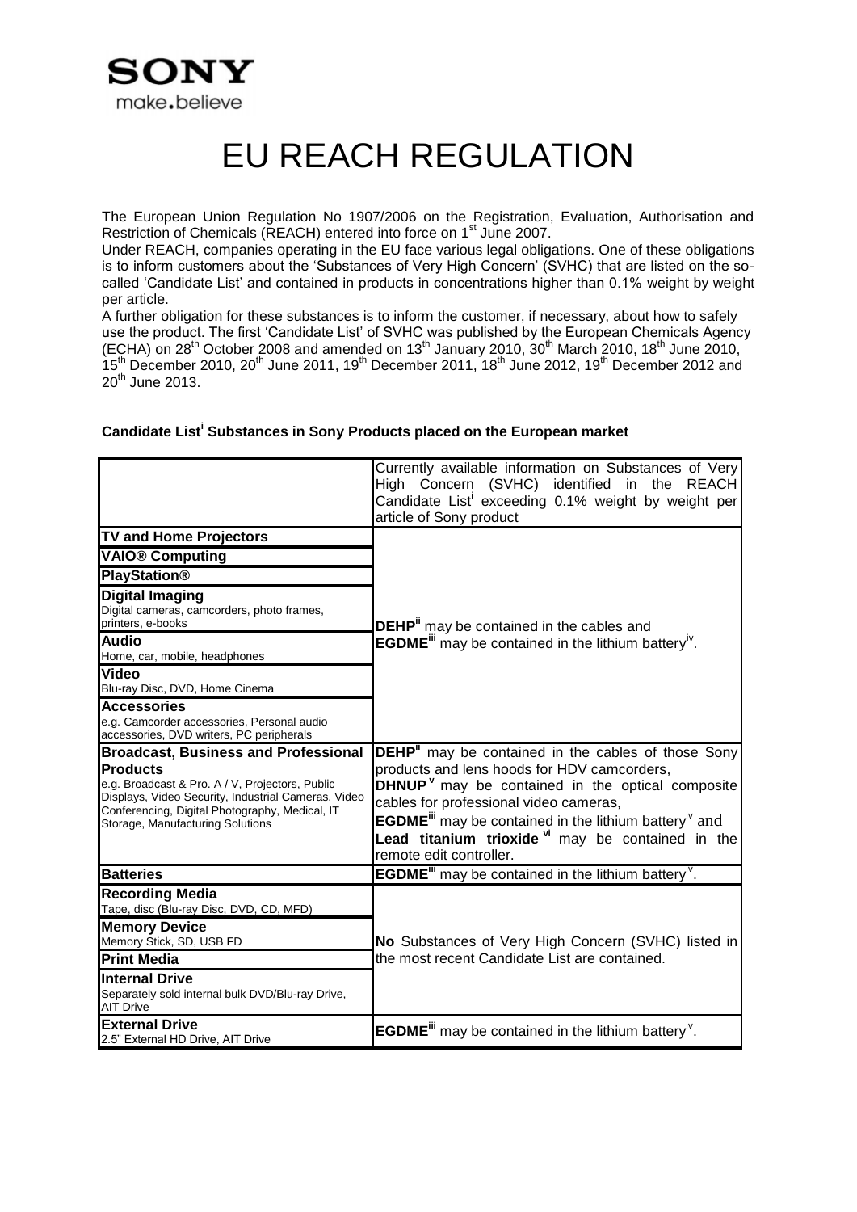SONY
make.believe

# EU REACH REGULATION

The European Union Regulation No 1907/2006 on the Registration, Evaluation, Authorisation and Restriction of Chemicals (REACH) entered into force on 1st June 2007.
Under REACH, companies operating in the EU face various legal obligations. One of these obligations is to inform customers about the 'Substances of Very High Concern' (SVHC) that are listed on the so-called 'Candidate List' and contained in products in concentrations higher than 0.1% weight by weight per article.
A further obligation for these substances is to inform the customer, if necessary, about how to safely use the product. The first 'Candidate List' of SVHC was published by the European Chemicals Agency (ECHA) on 28th October 2008 and amended on 13th January 2010, 30th March 2010, 18th June 2010, 15th December 2010, 20th June 2011, 19th December 2011, 18th June 2012, 19th December 2012 and 20th June 2013.

**Candidate List[i] Substances in Sony Products placed on the European market**

| | Currently available information on Substances of Very High Concern (SVHC) identified in the REACH Candidate List[i] exceeding 0.1% weight by weight per article of Sony product |
|---|---|
| **TV and Home Projectors** | **DEHP**[ii] may be contained in the cables and **EGDME**[iii] may be contained in the lithium battery[iv]. |
| **VAIO® Computing** | |
| **PlayStation®** | |
| **Digital Imaging**<br>Digital cameras, camcorders, photo frames, printers, e-books | |
| **Audio**<br>Home, car, mobile, headphones | |
| **Video**<br>Blu-ray Disc, DVD, Home Cinema | |
| **Accessories**<br>e.g. Camcorder accessories, Personal audio accessories, DVD writers, PC peripherals | |
| **Broadcast, Business and Professional Products**<br>e.g. Broadcast & Pro. A / V, Projectors, Public Displays, Video Security, Industrial Cameras, Video Conferencing, Digital Photography, Medical, IT Storage, Manufacturing Solutions | **DEHP**[ii] may be contained in the cables of those Sony products and lens hoods for HDV camcorders,<br>**DHNUP**[v] may be contained in the optical composite cables for professional video cameras,<br>**EGDME**[iii] may be contained in the lithium battery[iv] and<br>**Lead titanium trioxide**[vi] may be contained in the remote edit controller. |
| **Batteries** | **EGDME**[iii] may be contained in the lithium battery[iv]. |
| **Recording Media**<br>Tape, disc (Blu-ray Disc, DVD, CD, MFD) | **No** Substances of Very High Concern (SVHC) listed in the most recent Candidate List are contained. |
| **Memory Device**<br>Memory Stick, SD, USB FD | |
| **Print Media** | |
| **Internal Drive**<br>Separately sold internal bulk DVD/Blu-ray Drive, AIT Drive | |
| **External Drive**<br>2.5" External HD Drive, AIT Drive | **EGDME**[iii] may be contained in the lithium battery[iv]. |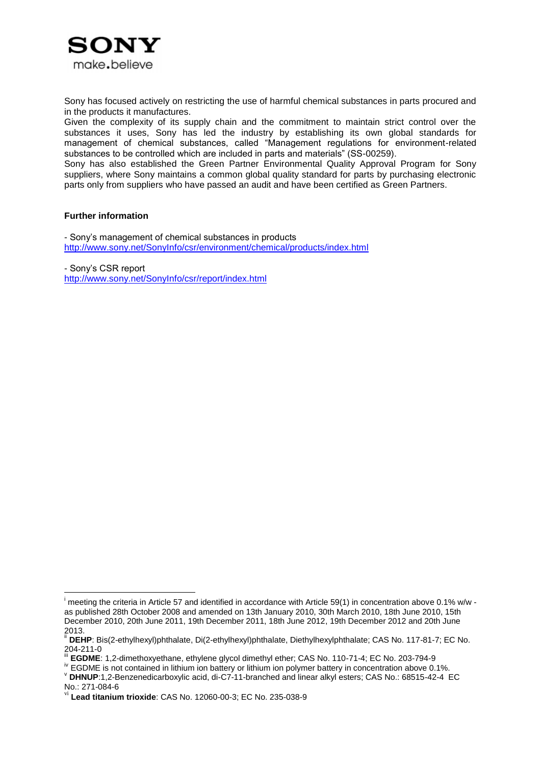**SONY**
make.believe

Sony has focused actively on restricting the use of harmful chemical substances in parts procured and in the products it manufactures.
Given the complexity of its supply chain and the commitment to maintain strict control over the substances it uses, Sony has led the industry by establishing its own global standards for management of chemical substances, called "Management regulations for environment-related substances to be controlled which are included in parts and materials" (SS-00259).
Sony has also established the Green Partner Environmental Quality Approval Program for Sony suppliers, where Sony maintains a common global quality standard for parts by purchasing electronic parts only from suppliers who have passed an audit and have been certified as Green Partners.

**Further information**

- Sony's management of chemical substances in products
[http://www.sony.net/SonyInfo/csr/environment/chemical/products/index.html](http://www.sony.net/SonyInfo/csr/environment/chemical/products/index.html)

- Sony's CSR report
[http://www.sony.net/SonyInfo/csr/report/index.html](http://www.sony.net/SonyInfo/csr/report/index.html)

---

[i] meeting the criteria in Article 57 and identified in accordance with Article 59(1) in concentration above 0.1% w/w - as published 28th October 2008 and amended on 13th January 2010, 30th March 2010, 18th June 2010, 15th December 2010, 20th June 2011, 19th December 2011, 18th June 2012, 19th December 2012 and 20th June 2013.

[ii] **DEHP**: Bis(2-ethylhexyl)phthalate, Di(2-ethylhexyl)phthalate, Diethylhexylphthalate; CAS No. 117-81-7; EC No. 204-211-0

[iii] **EGDME**: 1,2-dimethoxyethane, ethylene glycol dimethyl ether; CAS No. 110-71-4; EC No. 203-794-9

[iv] EGDME is not contained in lithium ion battery or lithium ion polymer battery in concentration above 0.1%.

[v] **DHNUP**:1,2-Benzenedicarboxylic acid, di-C7-11-branched and linear alkyl esters; CAS No.: 68515-42-4 EC No.: 271-084-6

[vi] **Lead titanium trioxide**: CAS No. 12060-00-3; EC No. 235-038-9